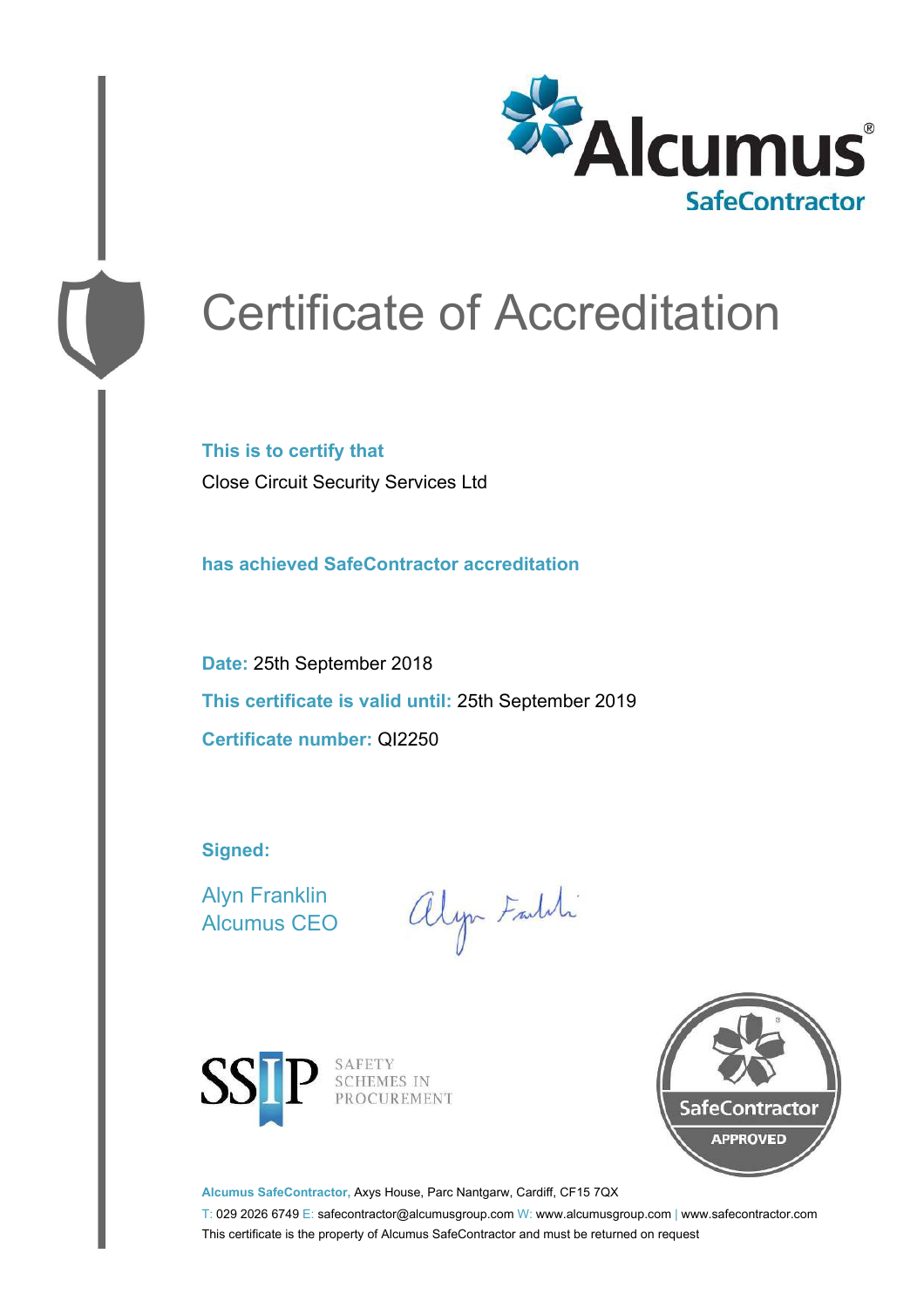Alcumus®
SafeContractor

# Certificate of Accreditation

**This is to certify that**

Close Circuit Security Services Ltd

**has achieved SafeContractor accreditation**

**Date:** 25th September 2018

**This certificate is valid until:** 25th September 2019

**Certificate number:** QI2250

**Signed:**

Alyn Franklin
Alcumus CEO

SSIP SAFETY SCHEMES IN PROCUREMENT

SafeContractor APPROVED

**Alcumus SafeContractor,** Axys House, Parc Nantgarw, Cardiff, CF15 7QX

T: 029 2026 6749 E: safecontractor@alcumusgroup.com W: www.alcumusgroup.com | www.safecontractor.com

This certificate is the property of Alcumus SafeContractor and must be returned on request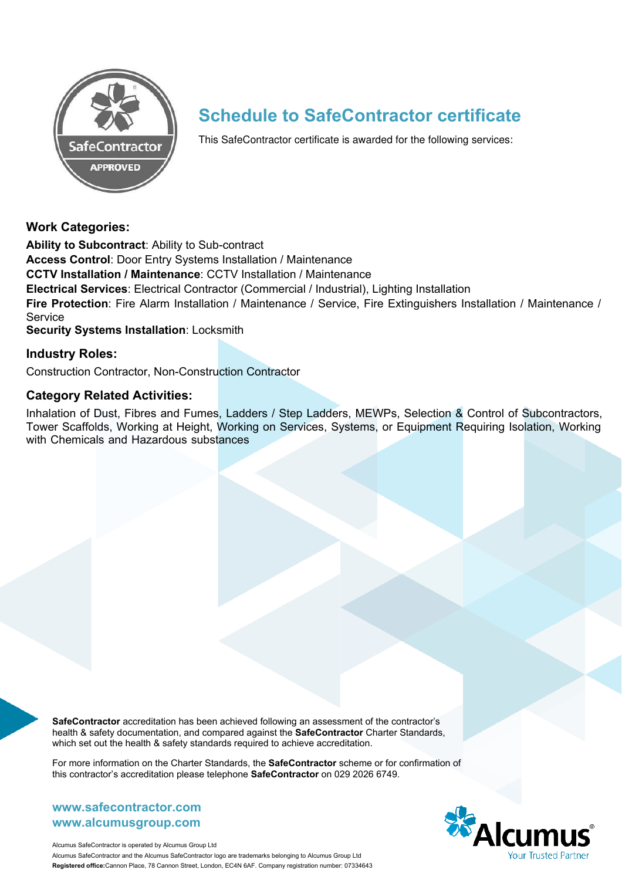# Schedule to SafeContractor certificate

This SafeContractor certificate is awarded for the following services:

## Work Categories:

**Ability to Subcontract**: Ability to Sub-contract
**Access Control**: Door Entry Systems Installation / Maintenance
**CCTV Installation / Maintenance**: CCTV Installation / Maintenance
**Electrical Services**: Electrical Contractor (Commercial / Industrial), Lighting Installation
**Fire Protection**: Fire Alarm Installation / Maintenance / Service, Fire Extinguishers Installation / Maintenance / Service
**Security Systems Installation**: Locksmith

## Industry Roles:

Construction Contractor, Non-Construction Contractor

## Category Related Activities:

Inhalation of Dust, Fibres and Fumes, Ladders / Step Ladders, MEWPs, Selection & Control of Subcontractors, Tower Scaffolds, Working at Height, Working on Services, Systems, or Equipment Requiring Isolation, Working with Chemicals and Hazardous substances

**SafeContractor** accreditation has been achieved following an assessment of the contractor's health & safety documentation, and compared against the **SafeContractor** Charter Standards, which set out the health & safety standards required to achieve accreditation.

For more information on the Charter Standards, the **SafeContractor** scheme or for confirmation of this contractor's accreditation please telephone **SafeContractor** on 029 2026 6749.

**www.safecontractor.com**
**www.alcumusgroup.com**

Alcumus SafeContractor is operated by Alcumus Group Ltd
Alcumus SafeContractor and the Alcumus SafeContractor logo are trademarks belonging to Alcumus Group Ltd
**Registered office:**Cannon Place, 78 Cannon Street, London, EC4N 6AF. Company registration number: 07334643